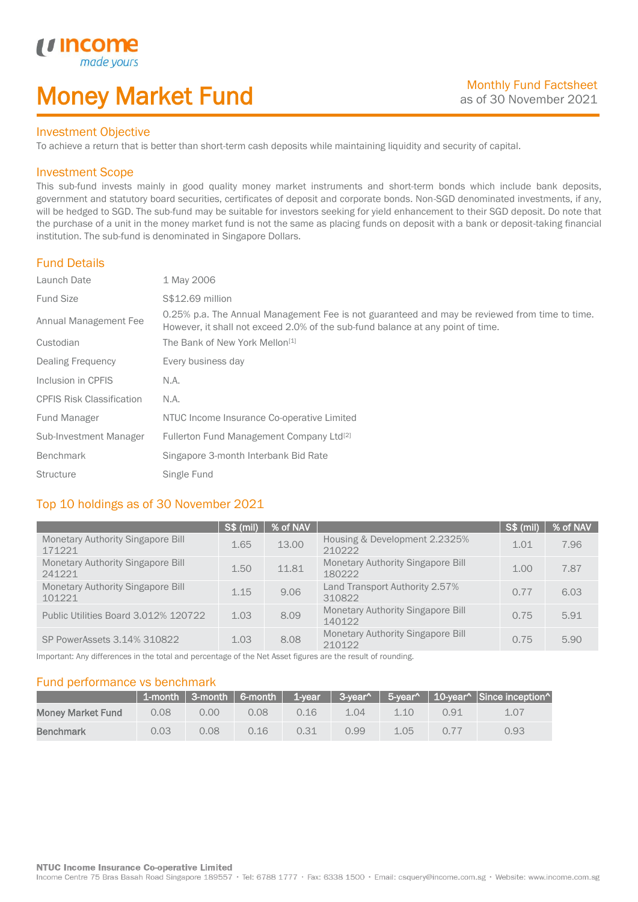# Money Market Fund

Monthly Fund Factsheet
as of 30 November 2021

## Investment Objective

To achieve a return that is better than short-term cash deposits while maintaining liquidity and security of capital.

## Investment Scope

This sub-fund invests mainly in good quality money market instruments and short-term bonds which include bank deposits, government and statutory board securities, certificates of deposit and corporate bonds. Non-SGD denominated investments, if any, will be hedged to SGD. The sub-fund may be suitable for investors seeking for yield enhancement to their SGD deposit. Do note that the purchase of a unit in the money market fund is not the same as placing funds on deposit with a bank or deposit-taking financial institution. The sub-fund is denominated in Singapore Dollars.

## Fund Details

| | |
|---|---|
| Launch Date | 1 May 2006 |
| Fund Size | S$12.69 million |
| Annual Management Fee | 0.25% p.a. The Annual Management Fee is not guaranteed and may be reviewed from time to time. However, it shall not exceed 2.0% of the sub-fund balance at any point of time. |
| Custodian | The Bank of New York Mellon[1] |
| Dealing Frequency | Every business day |
| Inclusion in CPFIS | N.A. |
| CPFIS Risk Classification | N.A. |
| Fund Manager | NTUC Income Insurance Co-operative Limited |
| Sub-Investment Manager | Fullerton Fund Management Company Ltd[2] |
| Benchmark | Singapore 3-month Interbank Bid Rate |
| Structure | Single Fund |

## Top 10 holdings as of 30 November 2021

| | S$ (mil) | % of NAV | | S$ (mil) | % of NAV |
|---|---|---|---|---|---|
| Monetary Authority Singapore Bill 171221 | 1.65 | 13.00 | Housing & Development 2.2325% 210222 | 1.01 | 7.96 |
| Monetary Authority Singapore Bill 241221 | 1.50 | 11.81 | Monetary Authority Singapore Bill 180222 | 1.00 | 7.87 |
| Monetary Authority Singapore Bill 101221 | 1.15 | 9.06 | Land Transport Authority 2.57% 310822 | 0.77 | 6.03 |
| Public Utilities Board 3.012% 120722 | 1.03 | 8.09 | Monetary Authority Singapore Bill 140122 | 0.75 | 5.91 |
| SP PowerAssets 3.14% 310822 | 1.03 | 8.08 | Monetary Authority Singapore Bill 210122 | 0.75 | 5.90 |

Important: Any differences in the total and percentage of the Net Asset figures are the result of rounding.

## Fund performance vs benchmark

| | 1-month | 3-month | 6-month | 1-year | 3-year^ | 5-year^ | 10-year^ | Since inception^ |
|---|---|---|---|---|---|---|---|---|
| **Money Market Fund** | 0.08 | 0.00 | 0.08 | 0.16 | 1.04 | 1.10 | 0.91 | 1.07 |
| **Benchmark** | 0.03 | 0.08 | 0.16 | 0.31 | 0.99 | 1.05 | 0.77 | 0.93 |

**NTUC Income Insurance Co-operative Limited**
Income Centre 75 Bras Basah Road Singapore 189557 • Tel: 6788 1777 • Fax: 6338 1500 • Email: csquery@income.com.sg • Website: www.income.com.sg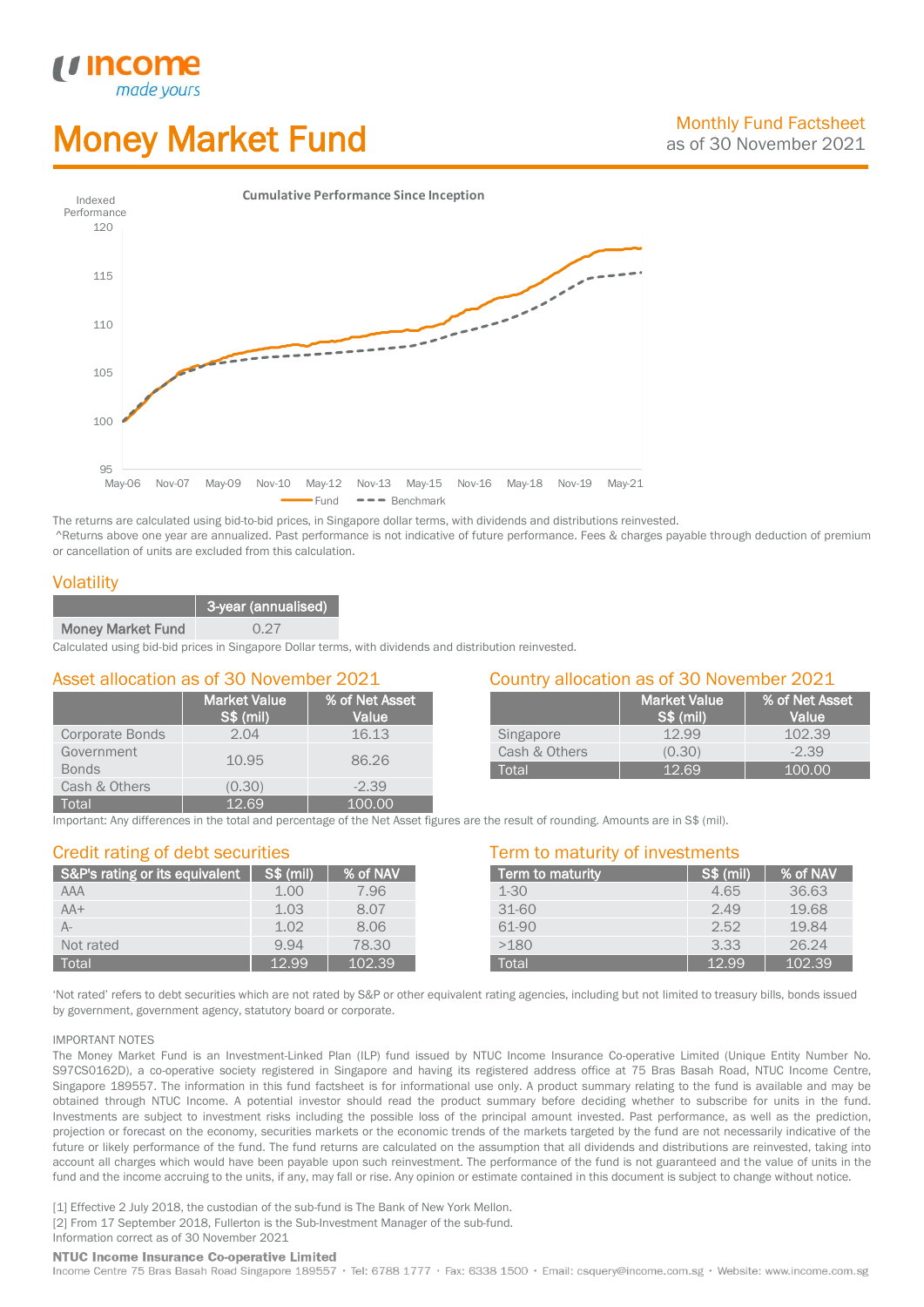# Money Market Fund

Monthly Fund Factsheet
as of 30 November 2021

Cumulative Performance Since Inception

Indexed Performance

120
115
110
105
100
95

May-06 Nov-07 May-09 Nov-10 May-12 Nov-13 May-15 Nov-16 May-18 Nov-19 May-21

Fund Benchmark

The returns are calculated using bid-to-bid prices, in Singapore dollar terms, with dividends and distributions reinvested.
^Returns above one year are annualized. Past performance is not indicative of future performance. Fees & charges payable through deduction of premium or cancellation of units are excluded from this calculation.

## Volatility

| | 3-year (annualised) |
|---|---|
| Money Market Fund | 0.27 |

Calculated using bid-bid prices in Singapore Dollar terms, with dividends and distribution reinvested.

## Asset allocation as of 30 November 2021

| | Market Value S$ (mil) | % of Net Asset Value |
|---|---|---|
| Corporate Bonds | 2.04 | 16.13 |
| Government Bonds | 10.95 | 86.26 |
| Cash & Others | (0.30) | -2.39 |
| Total | 12.69 | 100.00 |

## Country allocation as of 30 November 2021

| | Market Value S$ (mil) | % of Net Asset Value |
|---|---|---|
| Singapore | 12.99 | 102.39 |
| Cash & Others | (0.30) | -2.39 |
| Total | 12.69 | 100.00 |

Important: Any differences in the total and percentage of the Net Asset figures are the result of rounding. Amounts are in S$ (mil).

## Credit rating of debt securities

| S&P's rating or its equivalent | S$ (mil) | % of NAV |
|---|---|---|
| AAA | 1.00 | 7.96 |
| AA+ | 1.03 | 8.07 |
| A- | 1.02 | 8.06 |
| Not rated | 9.94 | 78.30 |
| Total | 12.99 | 102.39 |

## Term to maturity of investments

| Term to maturity | S$ (mil) | % of NAV |
|---|---|---|
| 1-30 | 4.65 | 36.63 |
| 31-60 | 2.49 | 19.68 |
| 61-90 | 2.52 | 19.84 |
| >180 | 3.33 | 26.24 |
| Total | 12.99 | 102.39 |

'Not rated' refers to debt securities which are not rated by S&P or other equivalent rating agencies, including but not limited to treasury bills, bonds issued by government, government agency, statutory board or corporate.

IMPORTANT NOTES

The Money Market Fund is an Investment-Linked Plan (ILP) fund issued by NTUC Income Insurance Co-operative Limited (Unique Entity Number No. S97CS0162D), a co-operative society registered in Singapore and having its registered address office at 75 Bras Basah Road, NTUC Income Centre, Singapore 189557. The information in this fund factsheet is for informational use only. A product summary relating to the fund is available and may be obtained through NTUC Income. A potential investor should read the product summary before deciding whether to subscribe for units in the fund. Investments are subject to investment risks including the possible loss of the principal amount invested. Past performance, as well as the prediction, projection or forecast on the economy, securities markets or the economic trends of the markets targeted by the fund are not necessarily indicative of the future or likely performance of the fund. The fund returns are calculated on the assumption that all dividends and distributions are reinvested, taking into account all charges which would have been payable upon such reinvestment. The performance of the fund is not guaranteed and the value of units in the fund and the income accruing to the units, if any, may fall or rise. Any opinion or estimate contained in this document is subject to change without notice.

[1] Effective 2 July 2018, the custodian of the sub-fund is The Bank of New York Mellon.
[2] From 17 September 2018, Fullerton is the Sub-Investment Manager of the sub-fund.
Information correct as of 30 November 2021

**NTUC Income Insurance Co-operative Limited**
Income Centre 75 Bras Basah Road Singapore 189557 · Tel: 6788 1777 · Fax: 6338 1500 · Email: csquery@income.com.sg · Website: www.income.com.sg